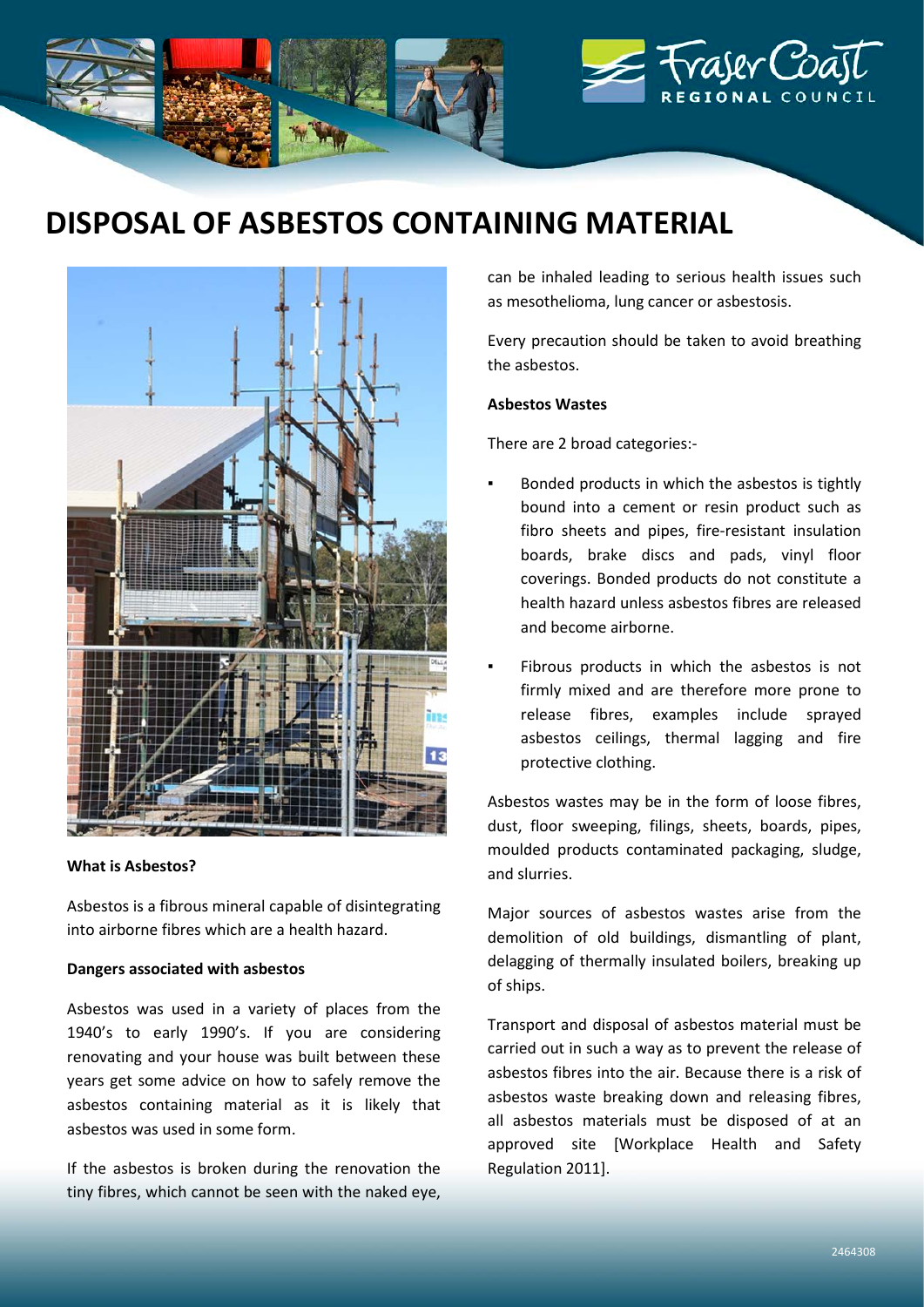# DISPOSAL OF ASBESTOS CONTAINING MATERIAL

**What is Asbestos?**

Asbestos is a fibrous mineral capable of disintegrating into airborne fibres which are a health hazard.

**Dangers associated with asbestos**

Asbestos was used in a variety of places from the 1940's to early 1990's. If you are considering renovating and your house was built between these years get some advice on how to safely remove the asbestos containing material as it is likely that asbestos was used in some form.

If the asbestos is broken during the renovation the tiny fibres, which cannot be seen with the naked eye, can be inhaled leading to serious health issues such as mesothelioma, lung cancer or asbestosis.

Every precaution should be taken to avoid breathing the asbestos.

**Asbestos Wastes**

There are 2 broad categories:-

- Bonded products in which the asbestos is tightly bound into a cement or resin product such as fibro sheets and pipes, fire-resistant insulation boards, brake discs and pads, vinyl floor coverings. Bonded products do not constitute a health hazard unless asbestos fibres are released and become airborne.
- Fibrous products in which the asbestos is not firmly mixed and are therefore more prone to release fibres, examples include sprayed asbestos ceilings, thermal lagging and fire protective clothing.

Asbestos wastes may be in the form of loose fibres, dust, floor sweeping, filings, sheets, boards, pipes, moulded products contaminated packaging, sludge, and slurries.

Major sources of asbestos wastes arise from the demolition of old buildings, dismantling of plant, delagging of thermally insulated boilers, breaking up of ships.

Transport and disposal of asbestos material must be carried out in such a way as to prevent the release of asbestos fibres into the air. Because there is a risk of asbestos waste breaking down and releasing fibres, all asbestos materials must be disposed of at an approved site [Workplace Health and Safety Regulation 2011].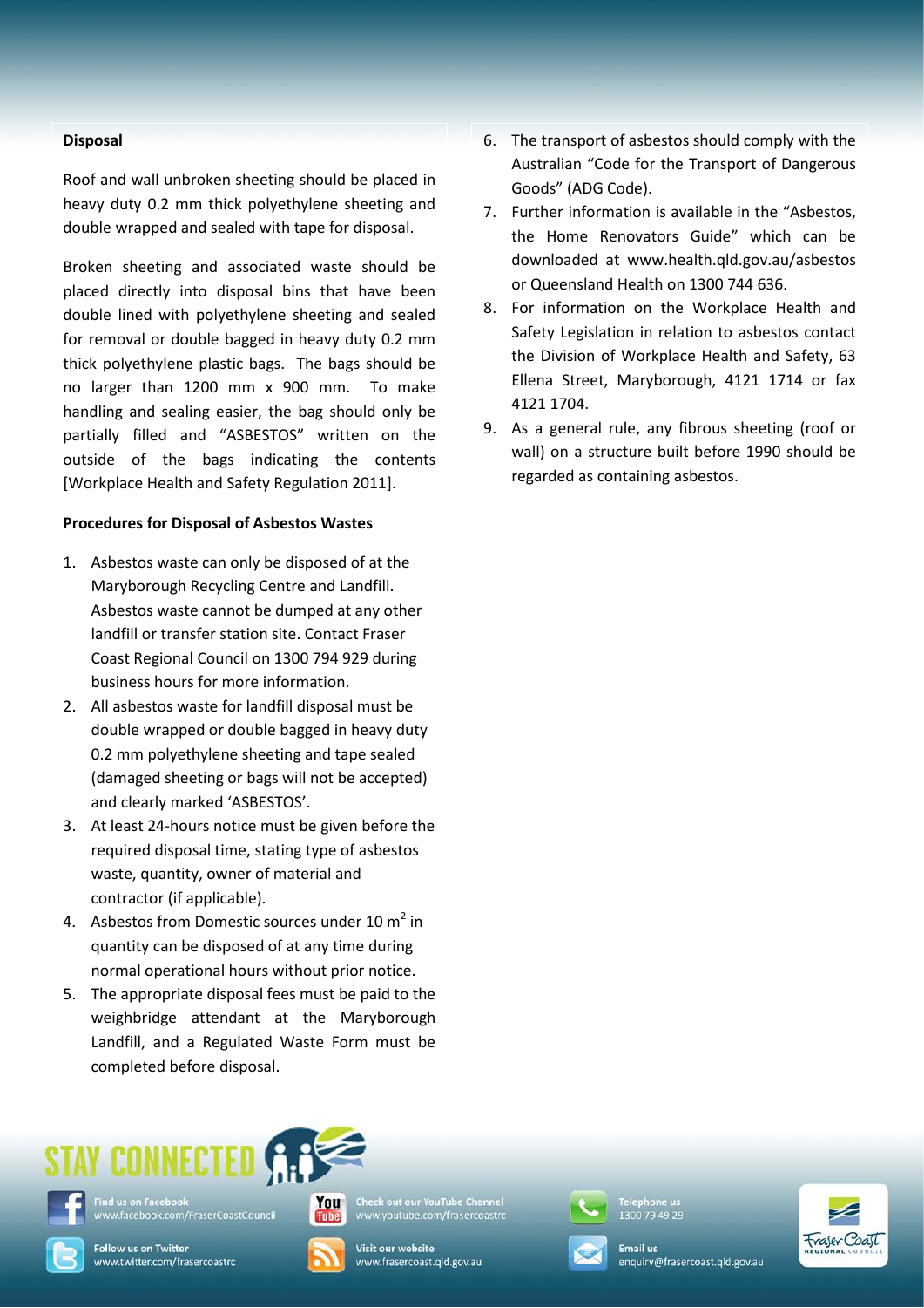**Disposal**

Roof and wall unbroken sheeting should be placed in heavy duty 0.2 mm thick polyethylene sheeting and double wrapped and sealed with tape for disposal.

Broken sheeting and associated waste should be placed directly into disposal bins that have been double lined with polyethylene sheeting and sealed for removal or double bagged in heavy duty 0.2 mm thick polyethylene plastic bags. The bags should be no larger than 1200 mm x 900 mm. To make handling and sealing easier, the bag should only be partially filled and "ASBESTOS" written on the outside of the bags indicating the contents [Workplace Health and Safety Regulation 2011].

**Procedures for Disposal of Asbestos Wastes**

1. Asbestos waste can only be disposed of at the Maryborough Recycling Centre and Landfill. Asbestos waste cannot be dumped at any other landfill or transfer station site. Contact Fraser Coast Regional Council on 1300 794 929 during business hours for more information.
2. All asbestos waste for landfill disposal must be double wrapped or double bagged in heavy duty 0.2 mm polyethylene sheeting and tape sealed (damaged sheeting or bags will not be accepted) and clearly marked 'ASBESTOS'.
3. At least 24-hours notice must be given before the required disposal time, stating type of asbestos waste, quantity, owner of material and contractor (if applicable).
4. Asbestos from Domestic sources under 10 $m^2$ in quantity can be disposed of at any time during normal operational hours without prior notice.
5. The appropriate disposal fees must be paid to the weighbridge attendant at the Maryborough Landfill, and a Regulated Waste Form must be completed before disposal.
6. The transport of asbestos should comply with the Australian "Code for the Transport of Dangerous Goods" (ADG Code).
7. Further information is available in the "Asbestos, the Home Renovators Guide" which can be downloaded at www.health.qld.gov.au/asbestos or Queensland Health on 1300 744 636.
8. For information on the Workplace Health and Safety Legislation in relation to asbestos contact the Division of Workplace Health and Safety, 63 Ellena Street, Maryborough, 4121 1714 or fax 4121 1704.
9. As a general rule, any fibrous sheeting (roof or wall) on a structure built before 1990 should be regarded as containing asbestos.

STAY CONNECTED

Find us on Facebook
www.facebook.com/FraserCoastCouncil

Follow us on Twitter
www.twitter.com/frasercoastrc

Check out our YouTube Channel
www.youtube.com/frasercoastrc

Visit our website
www.frasercoast.qld.gov.au

Telephone us
1300 79 49 29

Email us
enquiry@frasercoast.qld.gov.au

Fraser Coast REGIONAL COUNCIL